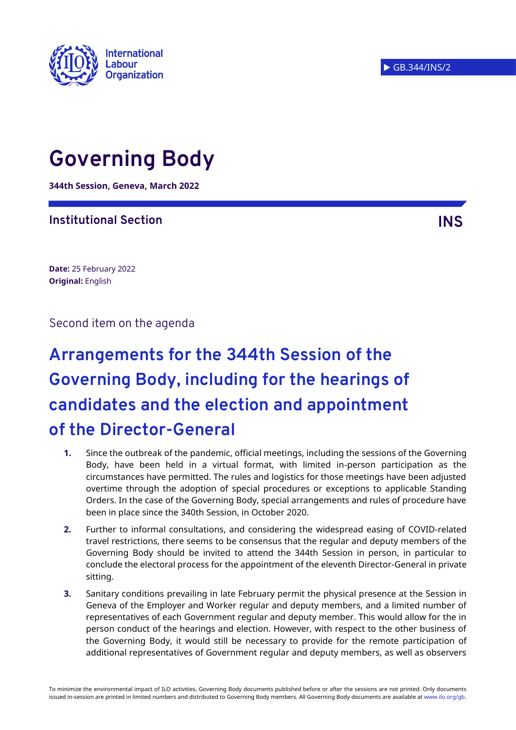International Labour Organization

GB.344/INS/2

# Governing Body

**344th Session, Geneva, March 2022**

## Institutional Section

**INS**

**Date:** 25 February 2022
**Original:** English

Second item on the agenda

# Arrangements for the 344th Session of the Governing Body, including for the hearings of candidates and the election and appointment of the Director-General

**1.** Since the outbreak of the pandemic, official meetings, including the sessions of the Governing Body, have been held in a virtual format, with limited in-person participation as the circumstances have permitted. The rules and logistics for those meetings have been adjusted overtime through the adoption of special procedures or exceptions to applicable Standing Orders. In the case of the Governing Body, special arrangements and rules of procedure have been in place since the 340th Session, in October 2020.

**2.** Further to informal consultations, and considering the widespread easing of COVID-related travel restrictions, there seems to be consensus that the regular and deputy members of the Governing Body should be invited to attend the 344th Session in person, in particular to conclude the electoral process for the appointment of the eleventh Director-General in private sitting.

**3.** Sanitary conditions prevailing in late February permit the physical presence at the Session in Geneva of the Employer and Worker regular and deputy members, and a limited number of representatives of each Government regular and deputy member. This would allow for the in person conduct of the hearings and election. However, with respect to the other business of the Governing Body, it would still be necessary to provide for the remote participation of additional representatives of Government regular and deputy members, as well as observers

To minimize the environmental impact of ILO activities, Governing Body documents published before or after the sessions are not printed. Only documents issued in-session are printed in limited numbers and distributed to Governing Body members. All Governing Body documents are available at www.ilo.org/gb.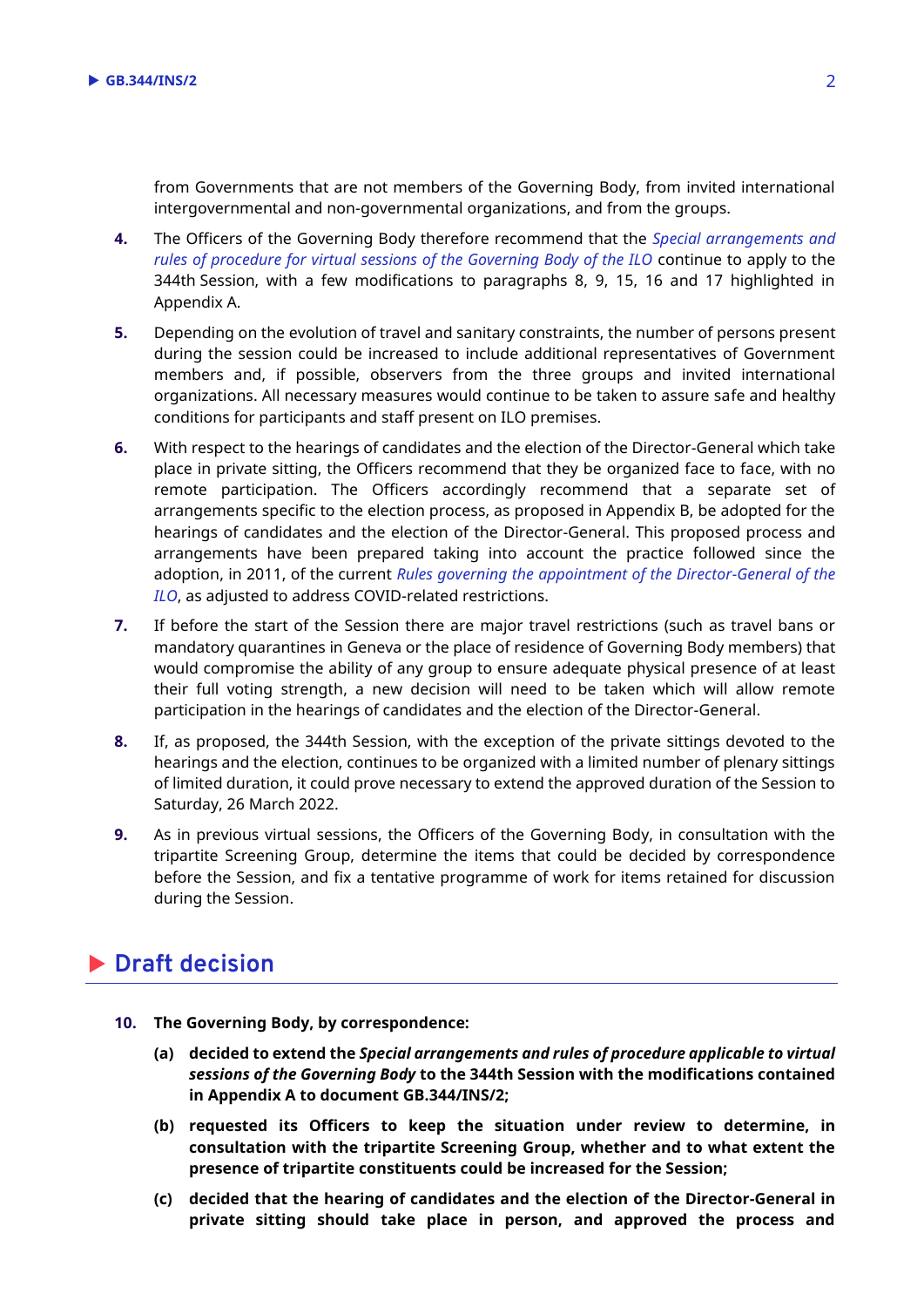from Governments that are not members of the Governing Body, from invited international intergovernmental and non-governmental organizations, and from the groups.

**4.** The Officers of the Governing Body therefore recommend that the *Special arrangements and rules of procedure for virtual sessions of the Governing Body of the ILO* continue to apply to the 344th Session, with a few modifications to paragraphs 8, 9, 15, 16 and 17 highlighted in Appendix A.

**5.** Depending on the evolution of travel and sanitary constraints, the number of persons present during the session could be increased to include additional representatives of Government members and, if possible, observers from the three groups and invited international organizations. All necessary measures would continue to be taken to assure safe and healthy conditions for participants and staff present on ILO premises.

**6.** With respect to the hearings of candidates and the election of the Director-General which take place in private sitting, the Officers recommend that they be organized face to face, with no remote participation. The Officers accordingly recommend that a separate set of arrangements specific to the election process, as proposed in Appendix B, be adopted for the hearings of candidates and the election of the Director-General. This proposed process and arrangements have been prepared taking into account the practice followed since the adoption, in 2011, of the current *Rules governing the appointment of the Director-General of the ILO*, as adjusted to address COVID-related restrictions.

**7.** If before the start of the Session there are major travel restrictions (such as travel bans or mandatory quarantines in Geneva or the place of residence of Governing Body members) that would compromise the ability of any group to ensure adequate physical presence of at least their full voting strength, a new decision will need to be taken which will allow remote participation in the hearings of candidates and the election of the Director-General.

**8.** If, as proposed, the 344th Session, with the exception of the private sittings devoted to the hearings and the election, continues to be organized with a limited number of plenary sittings of limited duration, it could prove necessary to extend the approved duration of the Session to Saturday, 26 March 2022.

**9.** As in previous virtual sessions, the Officers of the Governing Body, in consultation with the tripartite Screening Group, determine the items that could be decided by correspondence before the Session, and fix a tentative programme of work for items retained for discussion during the Session.

## Draft decision

**10. The Governing Body, by correspondence:**

**(a) decided to extend the *Special arrangements and rules of procedure applicable to virtual sessions of the Governing Body* to the 344th Session with the modifications contained in Appendix A to document GB.344/INS/2;**

**(b) requested its Officers to keep the situation under review to determine, in consultation with the tripartite Screening Group, whether and to what extent the presence of tripartite constituents could be increased for the Session;**

**(c) decided that the hearing of candidates and the election of the Director-General in private sitting should take place in person, and approved the process and**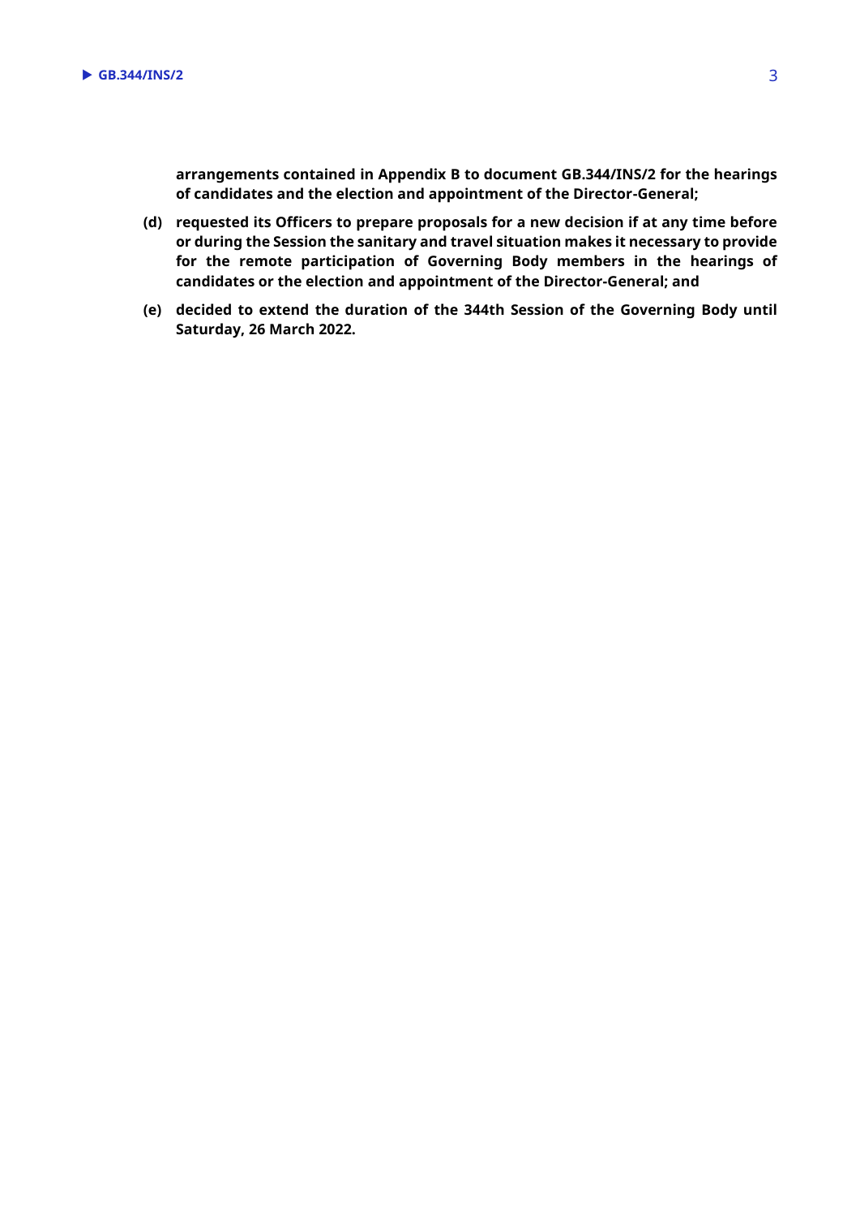**arrangements contained in Appendix B to document GB.344/INS/2 for the hearings of candidates and the election and appointment of the Director-General;**

**(d) requested its Officers to prepare proposals for a new decision if at any time before or during the Session the sanitary and travel situation makes it necessary to provide for the remote participation of Governing Body members in the hearings of candidates or the election and appointment of the Director-General; and**

**(e) decided to extend the duration of the 344th Session of the Governing Body until Saturday, 26 March 2022.**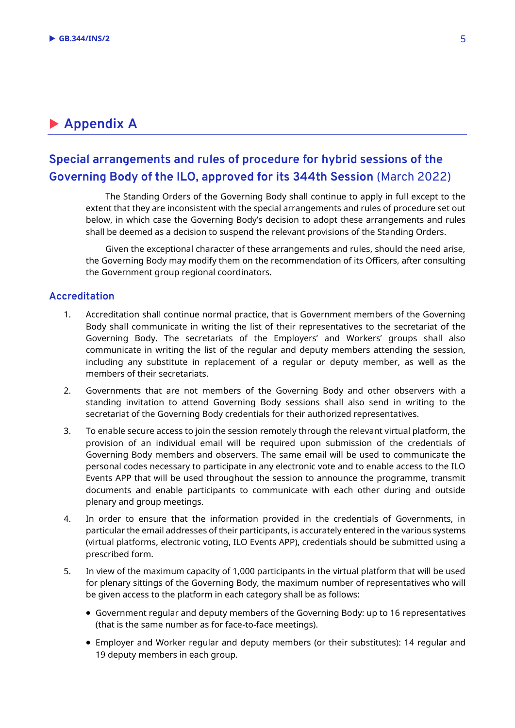# Appendix A

## Special arrangements and rules of procedure for hybrid sessions of the Governing Body of the ILO, approved for its 344th Session (March 2022)

The Standing Orders of the Governing Body shall continue to apply in full except to the extent that they are inconsistent with the special arrangements and rules of procedure set out below, in which case the Governing Body's decision to adopt these arrangements and rules shall be deemed as a decision to suspend the relevant provisions of the Standing Orders.

Given the exceptional character of these arrangements and rules, should the need arise, the Governing Body may modify them on the recommendation of its Officers, after consulting the Government group regional coordinators.

### Accreditation

1. Accreditation shall continue normal practice, that is Government members of the Governing Body shall communicate in writing the list of their representatives to the secretariat of the Governing Body. The secretariats of the Employers' and Workers' groups shall also communicate in writing the list of the regular and deputy members attending the session, including any substitute in replacement of a regular or deputy member, as well as the members of their secretariats.
2. Governments that are not members of the Governing Body and other observers with a standing invitation to attend Governing Body sessions shall also send in writing to the secretariat of the Governing Body credentials for their authorized representatives.
3. To enable secure access to join the session remotely through the relevant virtual platform, the provision of an individual email will be required upon submission of the credentials of Governing Body members and observers. The same email will be used to communicate the personal codes necessary to participate in any electronic vote and to enable access to the ILO Events APP that will be used throughout the session to announce the programme, transmit documents and enable participants to communicate with each other during and outside plenary and group meetings.
4. In order to ensure that the information provided in the credentials of Governments, in particular the email addresses of their participants, is accurately entered in the various systems (virtual platforms, electronic voting, ILO Events APP), credentials should be submitted using a prescribed form.
5. In view of the maximum capacity of 1,000 participants in the virtual platform that will be used for plenary sittings of the Governing Body, the maximum number of representatives who will be given access to the platform in each category shall be as follows:
   - Government regular and deputy members of the Governing Body: up to 16 representatives (that is the same number as for face-to-face meetings).
   - Employer and Worker regular and deputy members (or their substitutes): 14 regular and 19 deputy members in each group.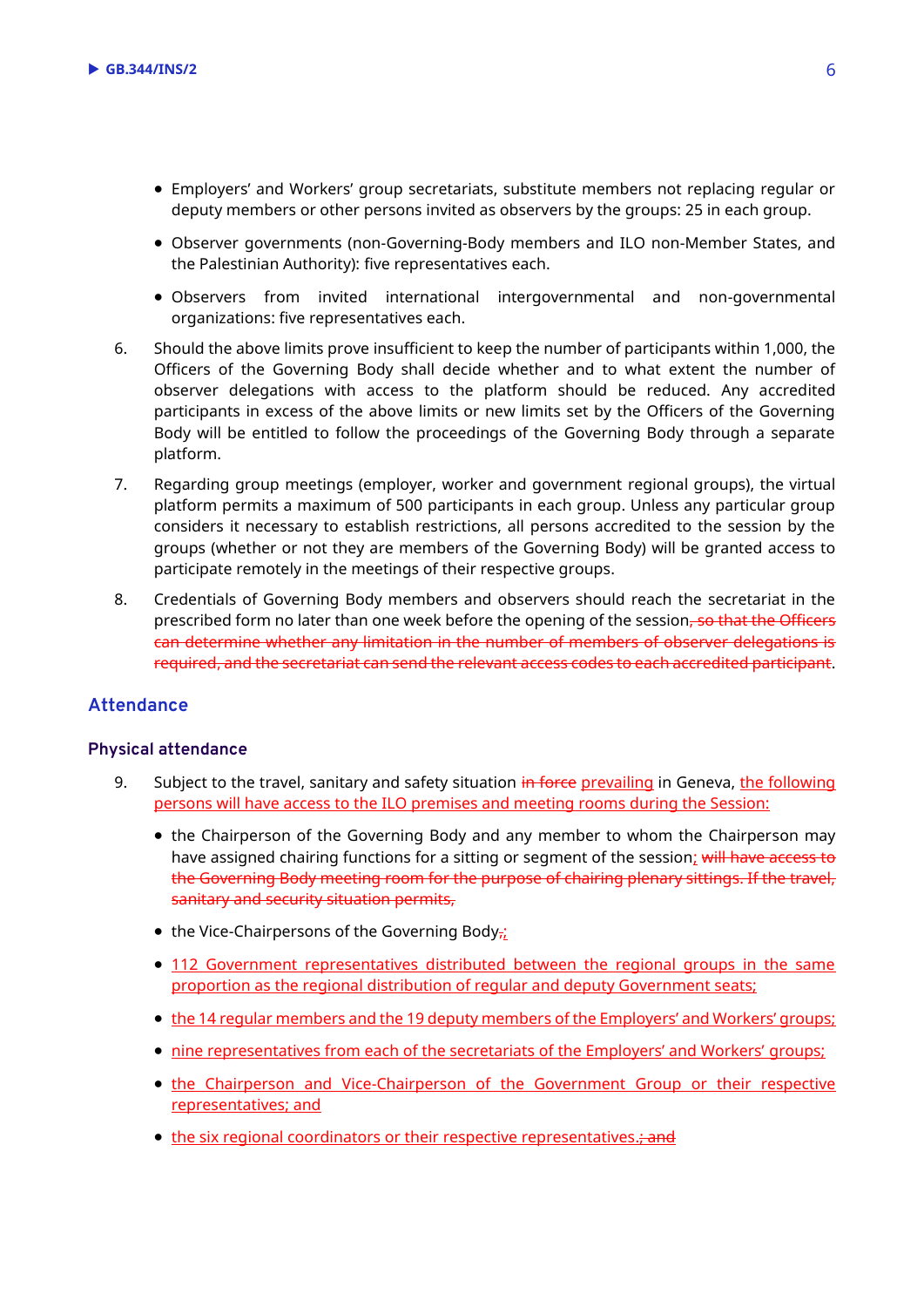- Employers' and Workers' group secretariats, substitute members not replacing regular or deputy members or other persons invited as observers by the groups: 25 in each group.
- Observer governments (non-Governing-Body members and ILO non-Member States, and the Palestinian Authority): five representatives each.
- Observers from invited international intergovernmental and non-governmental organizations: five representatives each.

6. Should the above limits prove insufficient to keep the number of participants within 1,000, the Officers of the Governing Body shall decide whether and to what extent the number of observer delegations with access to the platform should be reduced. Any accredited participants in excess of the above limits or new limits set by the Officers of the Governing Body will be entitled to follow the proceedings of the Governing Body through a separate platform.

7. Regarding group meetings (employer, worker and government regional groups), the virtual platform permits a maximum of 500 participants in each group. Unless any particular group considers it necessary to establish restrictions, all persons accredited to the session by the groups (whether or not they are members of the Governing Body) will be granted access to participate remotely in the meetings of their respective groups.

8. Credentials of Governing Body members and observers should reach the secretariat in the prescribed form no later than one week before the opening of the session~~, so that the Officers can determine whether any limitation in the number of members of observer delegations is required, and the secretariat can send the relevant access codes to each accredited participant~~.

## Attendance

### Physical attendance

9. Subject to the travel, sanitary and safety situation ~~in force~~ prevailing in Geneva, the following persons will have access to the ILO premises and meeting rooms during the Session:
   - the Chairperson of the Governing Body and any member to whom the Chairperson may have assigned chairing functions for a sitting or segment of the session; ~~will have access to the Governing Body meeting room for the purpose of chairing plenary sittings. If the travel, sanitary and security situation permits,~~
   - the Vice-Chairpersons of the Governing Body~~,~~;
   - 112 Government representatives distributed between the regional groups in the same proportion as the regional distribution of regular and deputy Government seats;
   - the 14 regular members and the 19 deputy members of the Employers' and Workers' groups;
   - nine representatives from each of the secretariats of the Employers' and Workers' groups;
   - the Chairperson and Vice-Chairperson of the Government Group or their respective representatives; and
   - the six regional coordinators or their respective representatives.~~; and~~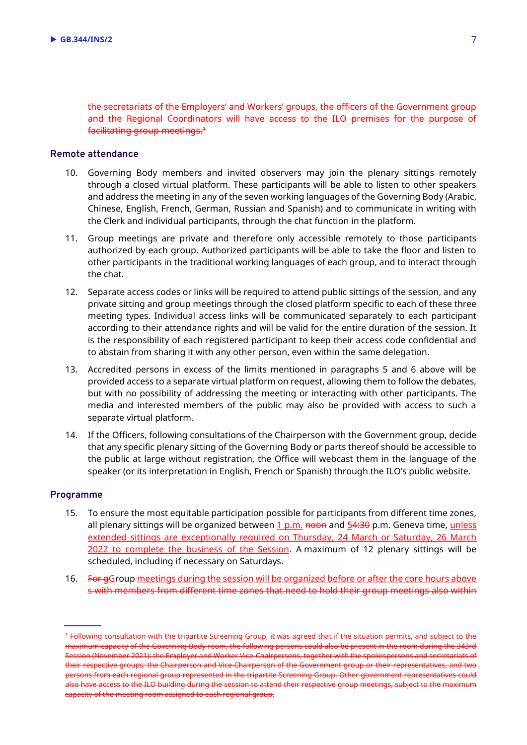the secretariats of the Employers' and Workers' groups, the officers of the Government group and the Regional Coordinators will have access to the ILO premises for the purpose of facilitating group meetings.[4]

### Remote attendance

10. Governing Body members and invited observers may join the plenary sittings remotely through a closed virtual platform. These participants will be able to listen to other speakers and address the meeting in any of the seven working languages of the Governing Body (Arabic, Chinese, English, French, German, Russian and Spanish) and to communicate in writing with the Clerk and individual participants, through the chat function in the platform.

11. Group meetings are private and therefore only accessible remotely to those participants authorized by each group. Authorized participants will be able to take the floor and listen to other participants in the traditional working languages of each group, and to interact through the chat.

12. Separate access codes or links will be required to attend public sittings of the session, and any private sitting and group meetings through the closed platform specific to each of these three meeting types. Individual access links will be communicated separately to each participant according to their attendance rights and will be valid for the entire duration of the session. It is the responsibility of each registered participant to keep their access code confidential and to abstain from sharing it with any other person, even within the same delegation.

13. Accredited persons in excess of the limits mentioned in paragraphs 5 and 6 above will be provided access to a separate virtual platform on request, allowing them to follow the debates, but with no possibility of addressing the meeting or interacting with other participants. The media and interested members of the public may also be provided with access to such a separate virtual platform.

14. If the Officers, following consultations of the Chairperson with the Government group, decide that any specific plenary sitting of the Governing Body or parts thereof should be accessible to the public at large without registration, the Office will webcast them in the language of the speaker (or its interpretation in English, French or Spanish) through the ILO's public website.

### Programme

15. To ensure the most equitable participation possible for participants from different time zones, all plenary sittings will be organized between 1 p.m. ~~noon~~ and 5~~4:30~~ p.m. Geneva time, unless extended sittings are exceptionally required on Thursday, 24 March or Saturday, 26 March 2022 to complete the business of the Session. A maximum of 12 plenary sittings will be scheduled, including if necessary on Saturdays.

16. ~~For g~~Group meetings during the session will be organized before or after the core hours above ~~s with members from different time zones that need to hold their group meetings also within~~

---

~~[4] Following consultation with the tripartite Screening Group, it was agreed that if the situation permits, and subject to the maximum capacity of the Governing Body room, the following persons could also be present in the room during the 343rd Session (November 2021): the Employer and Worker Vice-Chairpersons, together with the spokespersons and secretariats of their respective groups; the Chairperson and Vice-Chairperson of the Government group or their representatives, and two persons from each regional group represented in the tripartite Screening Group. Other government representatives could also have access to the ILO building during the session to attend their respective group meetings, subject to the maximum capacity of the meeting room assigned to each regional group.~~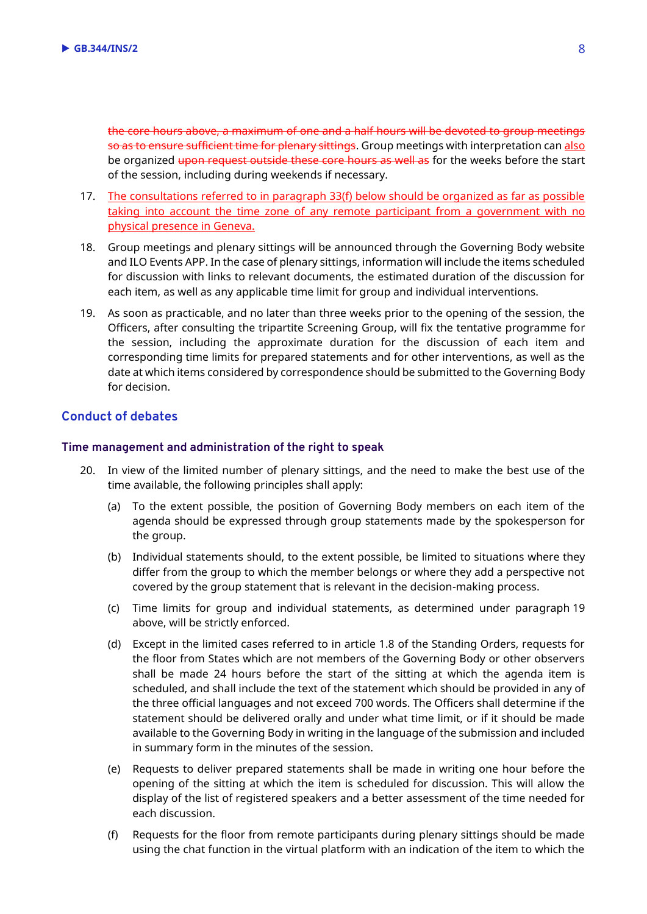~~the core hours above, a maximum of one and a half hours will be devoted to group meetings so as to ensure sufficient time for plenary sittings~~. Group meetings with interpretation can <u>also</u> be organized ~~upon request outside these core hours as well as~~ for the weeks before the start of the session, including during weekends if necessary.

17. <u>The consultations referred to in paragraph 33(f) below should be organized as far as possible taking into account the time zone of any remote participant from a government with no physical presence in Geneva.</u>

18. Group meetings and plenary sittings will be announced through the Governing Body website and ILO Events APP. In the case of plenary sittings, information will include the items scheduled for discussion with links to relevant documents, the estimated duration of the discussion for each item, as well as any applicable time limit for group and individual interventions.

19. As soon as practicable, and no later than three weeks prior to the opening of the session, the Officers, after consulting the tripartite Screening Group, will fix the tentative programme for the session, including the approximate duration for the discussion of each item and corresponding time limits for prepared statements and for other interventions, as well as the date at which items considered by correspondence should be submitted to the Governing Body for decision.

## Conduct of debates

### Time management and administration of the right to speak

20. In view of the limited number of plenary sittings, and the need to make the best use of the time available, the following principles shall apply:

    (a) To the extent possible, the position of Governing Body members on each item of the agenda should be expressed through group statements made by the spokesperson for the group.

    (b) Individual statements should, to the extent possible, be limited to situations where they differ from the group to which the member belongs or where they add a perspective not covered by the group statement that is relevant in the decision-making process.

    (c) Time limits for group and individual statements, as determined under paragraph 19 above, will be strictly enforced.

    (d) Except in the limited cases referred to in article 1.8 of the Standing Orders, requests for the floor from States which are not members of the Governing Body or other observers shall be made 24 hours before the start of the sitting at which the agenda item is scheduled, and shall include the text of the statement which should be provided in any of the three official languages and not exceed 700 words. The Officers shall determine if the statement should be delivered orally and under what time limit, or if it should be made available to the Governing Body in writing in the language of the submission and included in summary form in the minutes of the session.

    (e) Requests to deliver prepared statements shall be made in writing one hour before the opening of the sitting at which the item is scheduled for discussion. This will allow the display of the list of registered speakers and a better assessment of the time needed for each discussion.

    (f) Requests for the floor from remote participants during plenary sittings should be made using the chat function in the virtual platform with an indication of the item to which the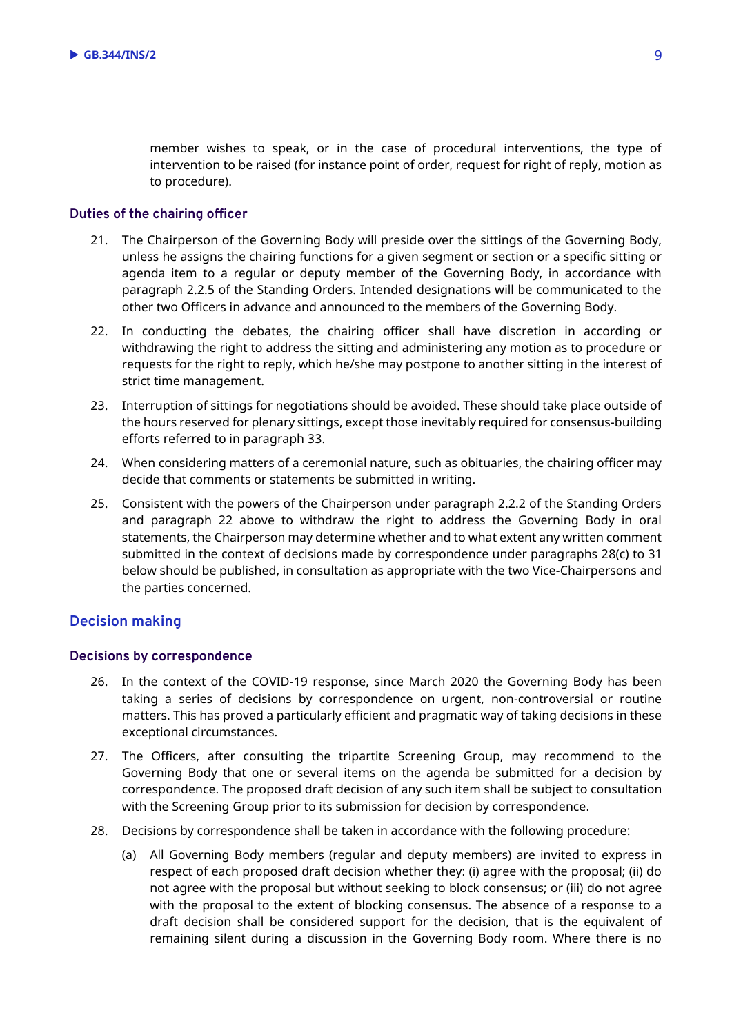member wishes to speak, or in the case of procedural interventions, the type of intervention to be raised (for instance point of order, request for right of reply, motion as to procedure).

### Duties of the chairing officer

21. The Chairperson of the Governing Body will preside over the sittings of the Governing Body, unless he assigns the chairing functions for a given segment or section or a specific sitting or agenda item to a regular or deputy member of the Governing Body, in accordance with paragraph 2.2.5 of the Standing Orders. Intended designations will be communicated to the other two Officers in advance and announced to the members of the Governing Body.
22. In conducting the debates, the chairing officer shall have discretion in according or withdrawing the right to address the sitting and administering any motion as to procedure or requests for the right to reply, which he/she may postpone to another sitting in the interest of strict time management.
23. Interruption of sittings for negotiations should be avoided. These should take place outside of the hours reserved for plenary sittings, except those inevitably required for consensus-building efforts referred to in paragraph 33.
24. When considering matters of a ceremonial nature, such as obituaries, the chairing officer may decide that comments or statements be submitted in writing.
25. Consistent with the powers of the Chairperson under paragraph 2.2.2 of the Standing Orders and paragraph 22 above to withdraw the right to address the Governing Body in oral statements, the Chairperson may determine whether and to what extent any written comment submitted in the context of decisions made by correspondence under paragraphs 28(c) to 31 below should be published, in consultation as appropriate with the two Vice-Chairpersons and the parties concerned.

## Decision making

### Decisions by correspondence

26. In the context of the COVID-19 response, since March 2020 the Governing Body has been taking a series of decisions by correspondence on urgent, non-controversial or routine matters. This has proved a particularly efficient and pragmatic way of taking decisions in these exceptional circumstances.
27. The Officers, after consulting the tripartite Screening Group, may recommend to the Governing Body that one or several items on the agenda be submitted for a decision by correspondence. The proposed draft decision of any such item shall be subject to consultation with the Screening Group prior to its submission for decision by correspondence.
28. Decisions by correspondence shall be taken in accordance with the following procedure:
    (a) All Governing Body members (regular and deputy members) are invited to express in respect of each proposed draft decision whether they: (i) agree with the proposal; (ii) do not agree with the proposal but without seeking to block consensus; or (iii) do not agree with the proposal to the extent of blocking consensus. The absence of a response to a draft decision shall be considered support for the decision, that is the equivalent of remaining silent during a discussion in the Governing Body room. Where there is no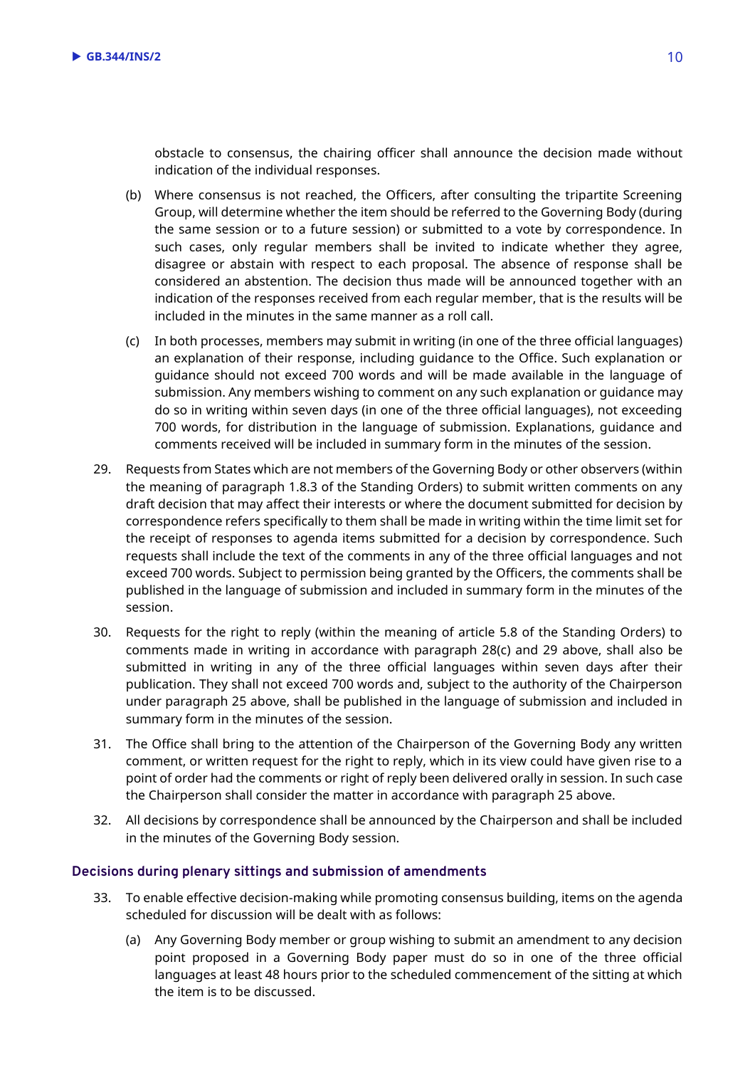obstacle to consensus, the chairing officer shall announce the decision made without indication of the individual responses.

(b) Where consensus is not reached, the Officers, after consulting the tripartite Screening Group, will determine whether the item should be referred to the Governing Body (during the same session or to a future session) or submitted to a vote by correspondence. In such cases, only regular members shall be invited to indicate whether they agree, disagree or abstain with respect to each proposal. The absence of response shall be considered an abstention. The decision thus made will be announced together with an indication of the responses received from each regular member, that is the results will be included in the minutes in the same manner as a roll call.

(c) In both processes, members may submit in writing (in one of the three official languages) an explanation of their response, including guidance to the Office. Such explanation or guidance should not exceed 700 words and will be made available in the language of submission. Any members wishing to comment on any such explanation or guidance may do so in writing within seven days (in one of the three official languages), not exceeding 700 words, for distribution in the language of submission. Explanations, guidance and comments received will be included in summary form in the minutes of the session.

29. Requests from States which are not members of the Governing Body or other observers (within the meaning of paragraph 1.8.3 of the Standing Orders) to submit written comments on any draft decision that may affect their interests or where the document submitted for decision by correspondence refers specifically to them shall be made in writing within the time limit set for the receipt of responses to agenda items submitted for a decision by correspondence. Such requests shall include the text of the comments in any of the three official languages and not exceed 700 words. Subject to permission being granted by the Officers, the comments shall be published in the language of submission and included in summary form in the minutes of the session.

30. Requests for the right to reply (within the meaning of article 5.8 of the Standing Orders) to comments made in writing in accordance with paragraph 28(c) and 29 above, shall also be submitted in writing in any of the three official languages within seven days after their publication. They shall not exceed 700 words and, subject to the authority of the Chairperson under paragraph 25 above, shall be published in the language of submission and included in summary form in the minutes of the session.

31. The Office shall bring to the attention of the Chairperson of the Governing Body any written comment, or written request for the right to reply, which in its view could have given rise to a point of order had the comments or right of reply been delivered orally in session. In such case the Chairperson shall consider the matter in accordance with paragraph 25 above.

32. All decisions by correspondence shall be announced by the Chairperson and shall be included in the minutes of the Governing Body session.

### Decisions during plenary sittings and submission of amendments

33. To enable effective decision-making while promoting consensus building, items on the agenda scheduled for discussion will be dealt with as follows:

    (a) Any Governing Body member or group wishing to submit an amendment to any decision point proposed in a Governing Body paper must do so in one of the three official languages at least 48 hours prior to the scheduled commencement of the sitting at which the item is to be discussed.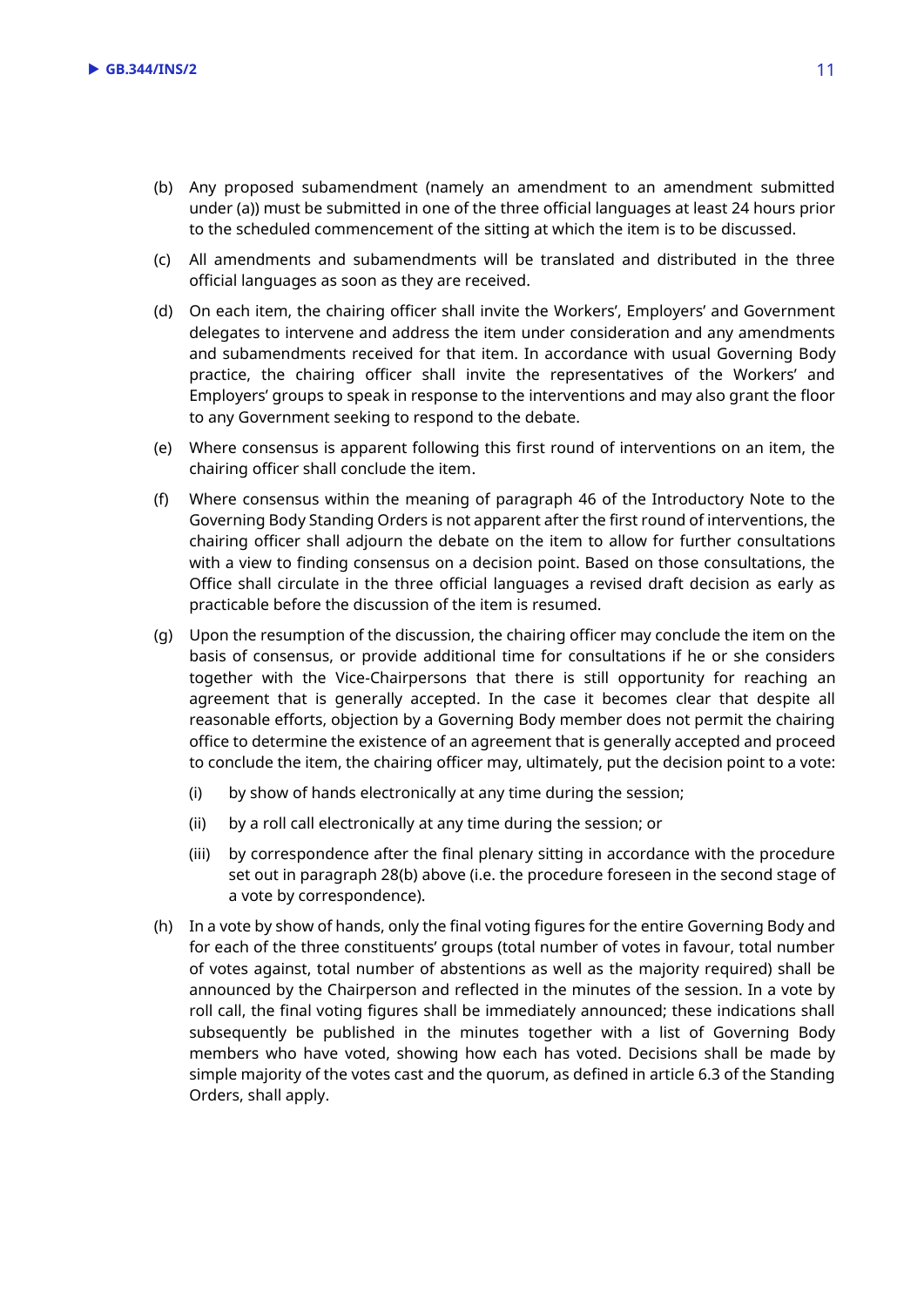(b) Any proposed subamendment (namely an amendment to an amendment submitted under (a)) must be submitted in one of the three official languages at least 24 hours prior to the scheduled commencement of the sitting at which the item is to be discussed.

(c) All amendments and subamendments will be translated and distributed in the three official languages as soon as they are received.

(d) On each item, the chairing officer shall invite the Workers', Employers' and Government delegates to intervene and address the item under consideration and any amendments and subamendments received for that item. In accordance with usual Governing Body practice, the chairing officer shall invite the representatives of the Workers' and Employers' groups to speak in response to the interventions and may also grant the floor to any Government seeking to respond to the debate.

(e) Where consensus is apparent following this first round of interventions on an item, the chairing officer shall conclude the item.

(f) Where consensus within the meaning of paragraph 46 of the Introductory Note to the Governing Body Standing Orders is not apparent after the first round of interventions, the chairing officer shall adjourn the debate on the item to allow for further consultations with a view to finding consensus on a decision point. Based on those consultations, the Office shall circulate in the three official languages a revised draft decision as early as practicable before the discussion of the item is resumed.

(g) Upon the resumption of the discussion, the chairing officer may conclude the item on the basis of consensus, or provide additional time for consultations if he or she considers together with the Vice-Chairpersons that there is still opportunity for reaching an agreement that is generally accepted. In the case it becomes clear that despite all reasonable efforts, objection by a Governing Body member does not permit the chairing office to determine the existence of an agreement that is generally accepted and proceed to conclude the item, the chairing officer may, ultimately, put the decision point to a vote:

   (i) by show of hands electronically at any time during the session;

   (ii) by a roll call electronically at any time during the session; or

   (iii) by correspondence after the final plenary sitting in accordance with the procedure set out in paragraph 28(b) above (i.e. the procedure foreseen in the second stage of a vote by correspondence).

(h) In a vote by show of hands, only the final voting figures for the entire Governing Body and for each of the three constituents' groups (total number of votes in favour, total number of votes against, total number of abstentions as well as the majority required) shall be announced by the Chairperson and reflected in the minutes of the session. In a vote by roll call, the final voting figures shall be immediately announced; these indications shall subsequently be published in the minutes together with a list of Governing Body members who have voted, showing how each has voted. Decisions shall be made by simple majority of the votes cast and the quorum, as defined in article 6.3 of the Standing Orders, shall apply.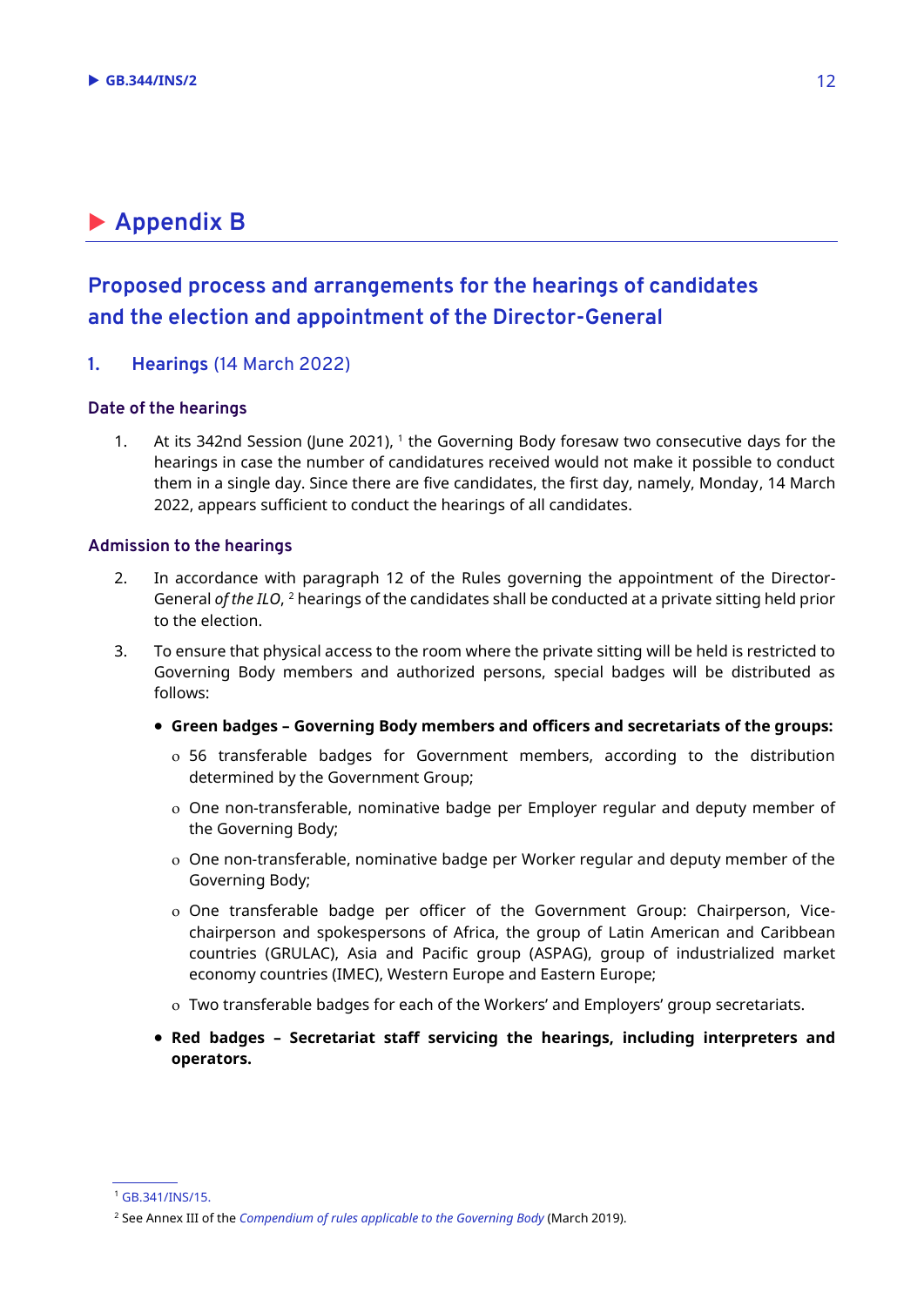# Appendix B

## Proposed process and arrangements for the hearings of candidates and the election and appointment of the Director-General

### 1. Hearings (14 March 2022)

#### Date of the hearings

1. At its 342nd Session (June 2021), [1] the Governing Body foresaw two consecutive days for the hearings in case the number of candidatures received would not make it possible to conduct them in a single day. Since there are five candidates, the first day, namely, Monday, 14 March 2022, appears sufficient to conduct the hearings of all candidates.

#### Admission to the hearings

2. In accordance with paragraph 12 of the Rules governing the appointment of the Director-General *of the ILO*, [2] hearings of the candidates shall be conducted at a private sitting held prior to the election.

3. To ensure that physical access to the room where the private sitting will be held is restricted to Governing Body members and authorized persons, special badges will be distributed as follows:

   - **Green badges – Governing Body members and officers and secretariats of the groups:**
     - 56 transferable badges for Government members, according to the distribution determined by the Government Group;
     - One non-transferable, nominative badge per Employer regular and deputy member of the Governing Body;
     - One non-transferable, nominative badge per Worker regular and deputy member of the Governing Body;
     - One transferable badge per officer of the Government Group: Chairperson, Vice-chairperson and spokespersons of Africa, the group of Latin American and Caribbean countries (GRULAC), Asia and Pacific group (ASPAG), group of industrialized market economy countries (IMEC), Western Europe and Eastern Europe;
     - Two transferable badges for each of the Workers' and Employers' group secretariats.
   - **Red badges – Secretariat staff servicing the hearings, including interpreters and operators.**

---

[1] GB.341/INS/15.

[2] See Annex III of the *Compendium of rules applicable to the Governing Body* (March 2019).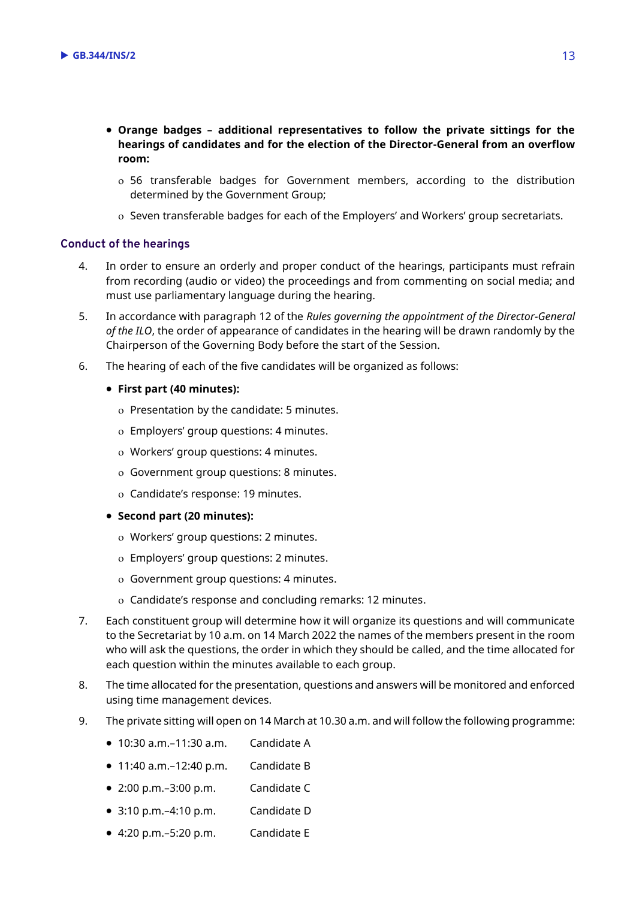- **Orange badges – additional representatives to follow the private sittings for the hearings of candidates and for the election of the Director-General from an overflow room:**
  - 56 transferable badges for Government members, according to the distribution determined by the Government Group;
  - Seven transferable badges for each of the Employers' and Workers' group secretariats.

### Conduct of the hearings

4. In order to ensure an orderly and proper conduct of the hearings, participants must refrain from recording (audio or video) the proceedings and from commenting on social media; and must use parliamentary language during the hearing.

5. In accordance with paragraph 12 of the *Rules governing the appointment of the Director-General of the ILO*, the order of appearance of candidates in the hearing will be drawn randomly by the Chairperson of the Governing Body before the start of the Session.

6. The hearing of each of the five candidates will be organized as follows:
   - **First part (40 minutes):**
     - Presentation by the candidate: 5 minutes.
     - Employers' group questions: 4 minutes.
     - Workers' group questions: 4 minutes.
     - Government group questions: 8 minutes.
     - Candidate's response: 19 minutes.
   - **Second part (20 minutes):**
     - Workers' group questions: 2 minutes.
     - Employers' group questions: 2 minutes.
     - Government group questions: 4 minutes.
     - Candidate's response and concluding remarks: 12 minutes.

7. Each constituent group will determine how it will organize its questions and will communicate to the Secretariat by 10 a.m. on 14 March 2022 the names of the members present in the room who will ask the questions, the order in which they should be called, and the time allocated for each question within the minutes available to each group.

8. The time allocated for the presentation, questions and answers will be monitored and enforced using time management devices.

9. The private sitting will open on 14 March at 10.30 a.m. and will follow the following programme:
   - 10:30 a.m.–11:30 a.m. Candidate A
   - 11:40 a.m.–12:40 p.m. Candidate B
   - 2:00 p.m.–3:00 p.m. Candidate C
   - 3:10 p.m.–4:10 p.m. Candidate D
   - 4:20 p.m.–5:20 p.m. Candidate E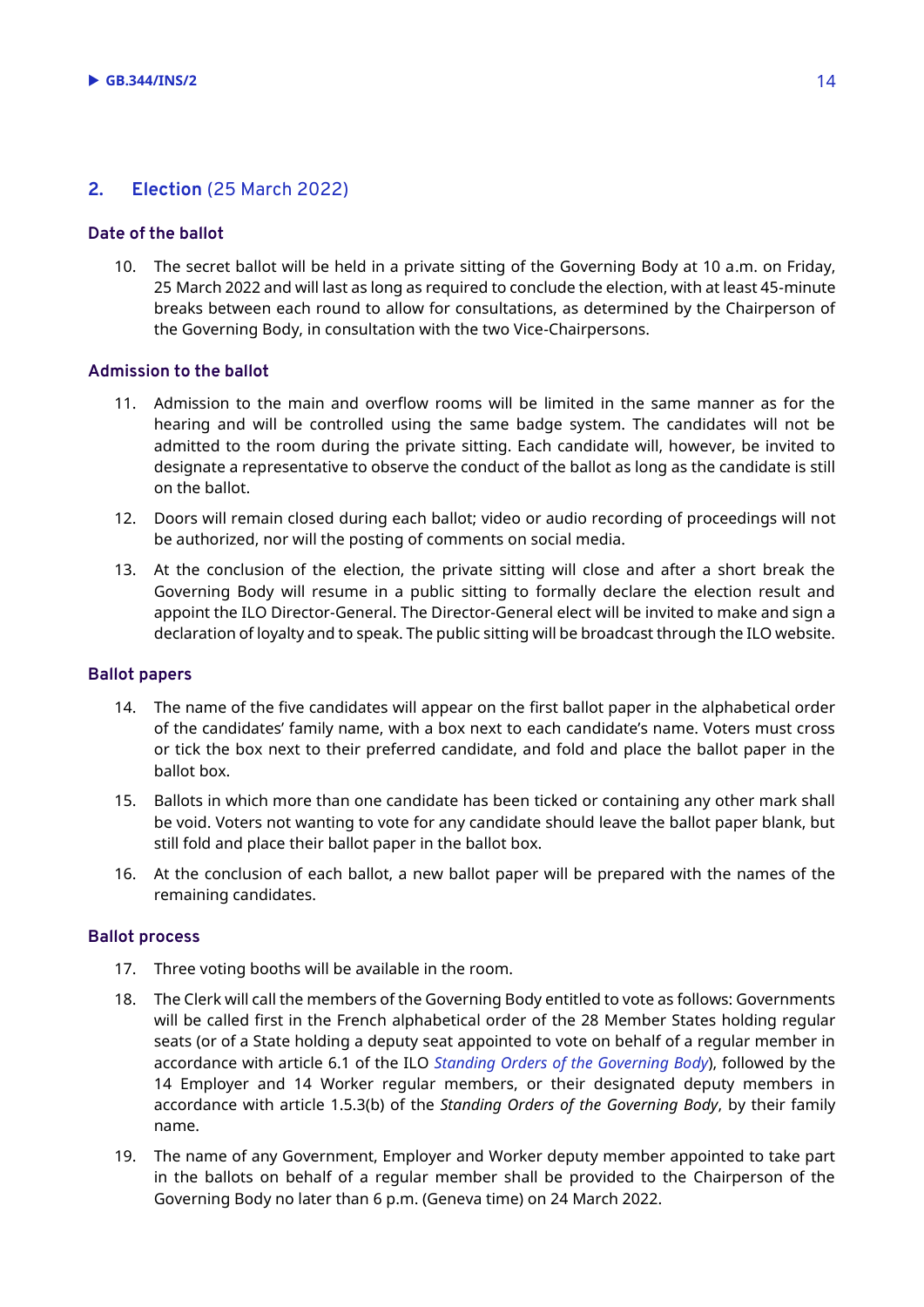## 2. Election (25 March 2022)

### Date of the ballot

10. The secret ballot will be held in a private sitting of the Governing Body at 10 a.m. on Friday, 25 March 2022 and will last as long as required to conclude the election, with at least 45-minute breaks between each round to allow for consultations, as determined by the Chairperson of the Governing Body, in consultation with the two Vice-Chairpersons.

### Admission to the ballot

11. Admission to the main and overflow rooms will be limited in the same manner as for the hearing and will be controlled using the same badge system. The candidates will not be admitted to the room during the private sitting. Each candidate will, however, be invited to designate a representative to observe the conduct of the ballot as long as the candidate is still on the ballot.

12. Doors will remain closed during each ballot; video or audio recording of proceedings will not be authorized, nor will the posting of comments on social media.

13. At the conclusion of the election, the private sitting will close and after a short break the Governing Body will resume in a public sitting to formally declare the election result and appoint the ILO Director-General. The Director-General elect will be invited to make and sign a declaration of loyalty and to speak. The public sitting will be broadcast through the ILO website.

### Ballot papers

14. The name of the five candidates will appear on the first ballot paper in the alphabetical order of the candidates' family name, with a box next to each candidate's name. Voters must cross or tick the box next to their preferred candidate, and fold and place the ballot paper in the ballot box.

15. Ballots in which more than one candidate has been ticked or containing any other mark shall be void. Voters not wanting to vote for any candidate should leave the ballot paper blank, but still fold and place their ballot paper in the ballot box.

16. At the conclusion of each ballot, a new ballot paper will be prepared with the names of the remaining candidates.

### Ballot process

17. Three voting booths will be available in the room.

18. The Clerk will call the members of the Governing Body entitled to vote as follows: Governments will be called first in the French alphabetical order of the 28 Member States holding regular seats (or of a State holding a deputy seat appointed to vote on behalf of a regular member in accordance with article 6.1 of the ILO *Standing Orders of the Governing Body*), followed by the 14 Employer and 14 Worker regular members, or their designated deputy members in accordance with article 1.5.3(b) of the *Standing Orders of the Governing Body*, by their family name.

19. The name of any Government, Employer and Worker deputy member appointed to take part in the ballots on behalf of a regular member shall be provided to the Chairperson of the Governing Body no later than 6 p.m. (Geneva time) on 24 March 2022.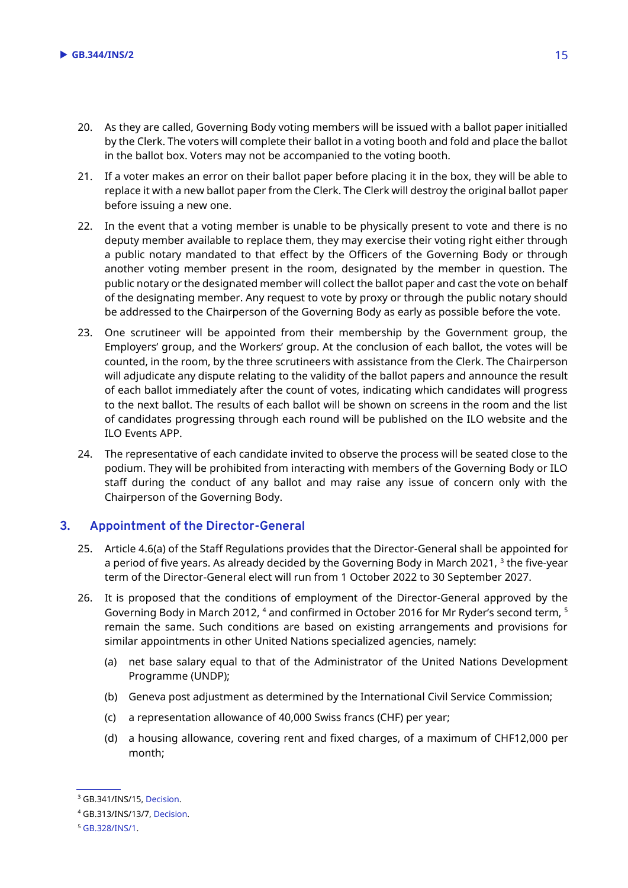20. As they are called, Governing Body voting members will be issued with a ballot paper initialled by the Clerk. The voters will complete their ballot in a voting booth and fold and place the ballot in the ballot box. Voters may not be accompanied to the voting booth.

21. If a voter makes an error on their ballot paper before placing it in the box, they will be able to replace it with a new ballot paper from the Clerk. The Clerk will destroy the original ballot paper before issuing a new one.

22. In the event that a voting member is unable to be physically present to vote and there is no deputy member available to replace them, they may exercise their voting right either through a public notary mandated to that effect by the Officers of the Governing Body or through another voting member present in the room, designated by the member in question. The public notary or the designated member will collect the ballot paper and cast the vote on behalf of the designating member. Any request to vote by proxy or through the public notary should be addressed to the Chairperson of the Governing Body as early as possible before the vote.

23. One scrutineer will be appointed from their membership by the Government group, the Employers' group, and the Workers' group. At the conclusion of each ballot, the votes will be counted, in the room, by the three scrutineers with assistance from the Clerk. The Chairperson will adjudicate any dispute relating to the validity of the ballot papers and announce the result of each ballot immediately after the count of votes, indicating which candidates will progress to the next ballot. The results of each ballot will be shown on screens in the room and the list of candidates progressing through each round will be published on the ILO website and the ILO Events APP.

24. The representative of each candidate invited to observe the process will be seated close to the podium. They will be prohibited from interacting with members of the Governing Body or ILO staff during the conduct of any ballot and may raise any issue of concern only with the Chairperson of the Governing Body.

## 3. Appointment of the Director-General

25. Article 4.6(a) of the Staff Regulations provides that the Director-General shall be appointed for a period of five years. As already decided by the Governing Body in March 2021, [3] the five-year term of the Director-General elect will run from 1 October 2022 to 30 September 2027.

26. It is proposed that the conditions of employment of the Director-General approved by the Governing Body in March 2012, [4] and confirmed in October 2016 for Mr Ryder's second term, [5] remain the same. Such conditions are based on existing arrangements and provisions for similar appointments in other United Nations specialized agencies, namely:

    (a) net base salary equal to that of the Administrator of the United Nations Development Programme (UNDP);

    (b) Geneva post adjustment as determined by the International Civil Service Commission;

    (c) a representation allowance of 40,000 Swiss francs (CHF) per year;

    (d) a housing allowance, covering rent and fixed charges, of a maximum of CHF12,000 per month;

---

[3] GB.341/INS/15, Decision.

[4] GB.313/INS/13/7, Decision.

[5] GB.328/INS/1.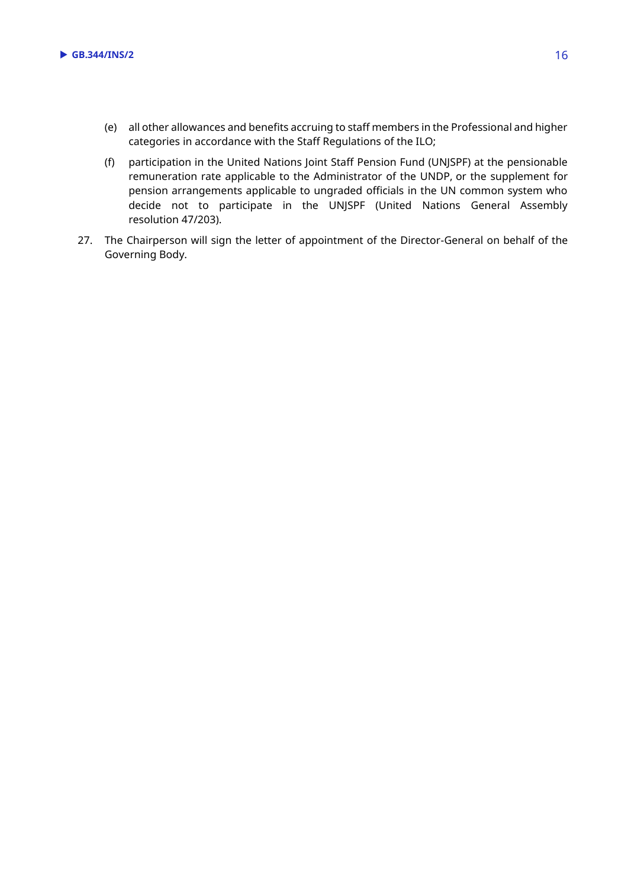(e) all other allowances and benefits accruing to staff members in the Professional and higher categories in accordance with the Staff Regulations of the ILO;

(f) participation in the United Nations Joint Staff Pension Fund (UNJSPF) at the pensionable remuneration rate applicable to the Administrator of the UNDP, or the supplement for pension arrangements applicable to ungraded officials in the UN common system who decide not to participate in the UNJSPF (United Nations General Assembly resolution 47/203).

27. The Chairperson will sign the letter of appointment of the Director-General on behalf of the Governing Body.